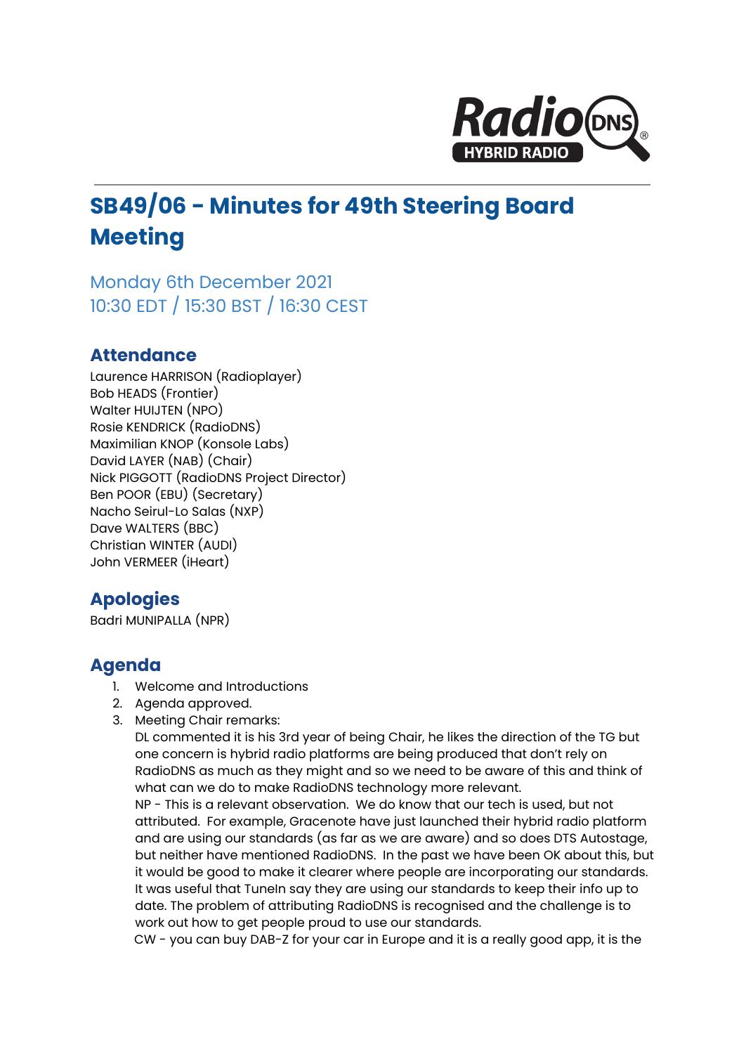# SB49/06 - Minutes for 49th Steering Board Meeting

Monday 6th December 2021
10:30 EDT / 15:30 BST / 16:30 CEST

## Attendance

Laurence HARRISON (Radioplayer)
Bob HEADS (Frontier)
Walter HUIJTEN (NPO)
Rosie KENDRICK (RadioDNS)
Maximilian KNOP (Konsole Labs)
David LAYER (NAB) (Chair)
Nick PIGGOTT (RadioDNS Project Director)
Ben POOR (EBU) (Secretary)
Nacho Seirul-Lo Salas (NXP)
Dave WALTERS (BBC)
Christian WINTER (AUDI)
John VERMEER (iHeart)

## Apologies

Badri MUNIPALLA (NPR)

## Agenda

1. Welcome and Introductions
2. Agenda approved.
3. Meeting Chair remarks:
   DL commented it is his 3rd year of being Chair, he likes the direction of the TG but one concern is hybrid radio platforms are being produced that don't rely on RadioDNS as much as they might and so we need to be aware of this and think of what can we do to make RadioDNS technology more relevant.
   NP - This is a relevant observation. We do know that our tech is used, but not attributed. For example, Gracenote have just launched their hybrid radio platform and are using our standards (as far as we are aware) and so does DTS Autostage, but neither have mentioned RadioDNS. In the past we have been OK about this, but it would be good to make it clearer where people are incorporating our standards. It was useful that TuneIn say they are using our standards to keep their info up to date. The problem of attributing RadioDNS is recognised and the challenge is to work out how to get people proud to use our standards.
   CW - you can buy DAB-Z for your car in Europe and it is a really good app, it is the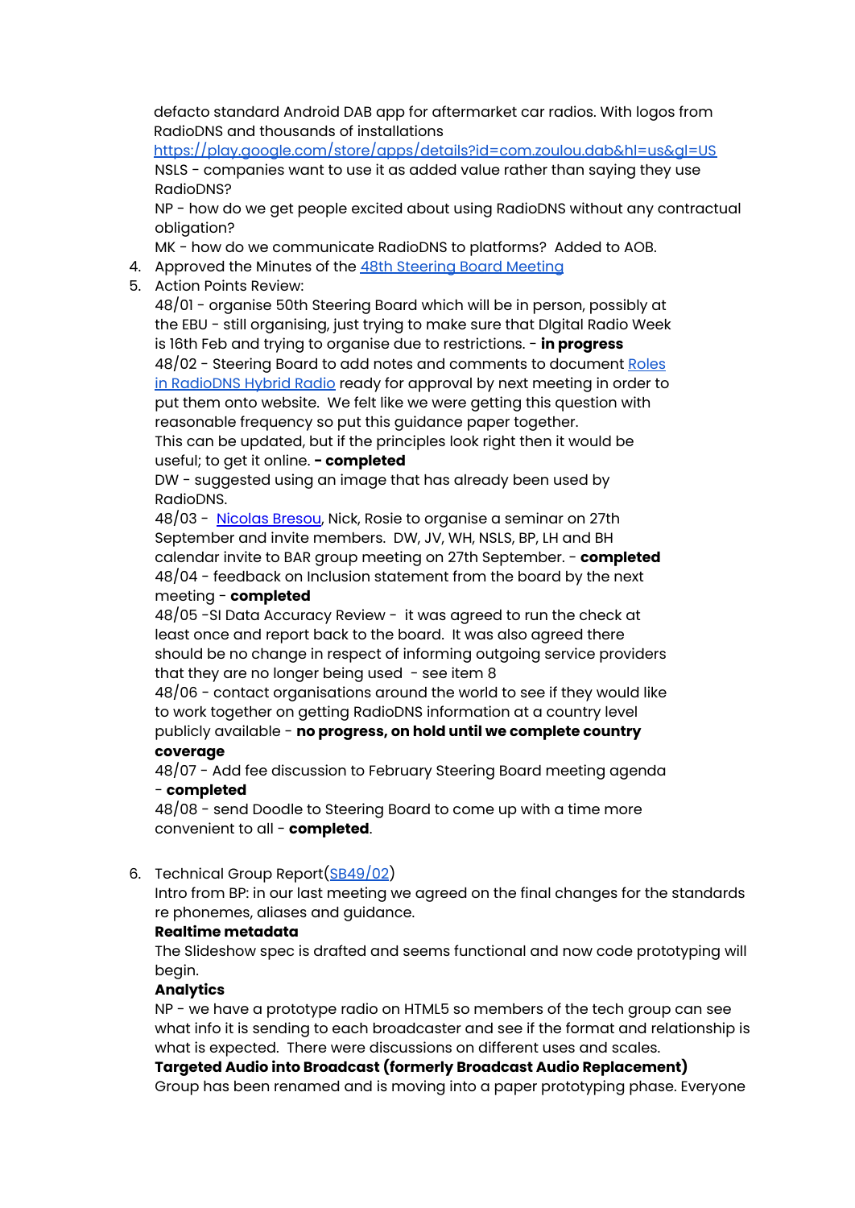defacto standard Android DAB app for aftermarket car radios. With logos from RadioDNS and thousands of installations
[https://play.google.com/store/apps/details?id=com.zoulou.dab&hl=us&gl=US](https://play.google.com/store/apps/details?id=com.zoulou.dab&hl=us&gl=US)
NSLS - companies want to use it as added value rather than saying they use RadioDNS?
NP - how do we get people excited about using RadioDNS without any contractual obligation?
MK - how do we communicate RadioDNS to platforms? Added to AOB.

4. Approved the Minutes of the 48th Steering Board Meeting
5. Action Points Review:
   48/01 - organise 50th Steering Board which will be in person, possibly at the EBU - still organising, just trying to make sure that DIgital Radio Week is 16th Feb and trying to organise due to restrictions. - **in progress**
   48/02 - Steering Board to add notes and comments to document Roles in RadioDNS Hybrid Radio ready for approval by next meeting in order to put them onto website. We felt like we were getting this question with reasonable frequency so put this guidance paper together.
   This can be updated, but if the principles look right then it would be useful; to get it online. **- completed**
   DW - suggested using an image that has already been used by RadioDNS.
   48/03 - Nicolas Bresou, Nick, Rosie to organise a seminar on 27th September and invite members. DW, JV, WH, NSLS, BP, LH and BH calendar invite to BAR group meeting on 27th September. - **completed**
   48/04 - feedback on Inclusion statement from the board by the next meeting - **completed**
   48/05 -SI Data Accuracy Review - it was agreed to run the check at least once and report back to the board. It was also agreed there should be no change in respect of informing outgoing service providers that they are no longer being used - see item 8
   48/06 - contact organisations around the world to see if they would like to work together on getting RadioDNS information at a country level publicly available - **no progress, on hold until we complete country coverage**
   48/07 - Add fee discussion to February Steering Board meeting agenda - **completed**
   48/08 - send Doodle to Steering Board to come up with a time more convenient to all - **completed**.

6. Technical Group Report(SB49/02)
   Intro from BP: in our last meeting we agreed on the final changes for the standards re phonemes, aliases and guidance.
   **Realtime metadata**
   The Slideshow spec is drafted and seems functional and now code prototyping will begin.
   **Analytics**
   NP - we have a prototype radio on HTML5 so members of the tech group can see what info it is sending to each broadcaster and see if the format and relationship is what is expected. There were discussions on different uses and scales.
   **Targeted Audio into Broadcast (formerly Broadcast Audio Replacement)**
   Group has been renamed and is moving into a paper prototyping phase. Everyone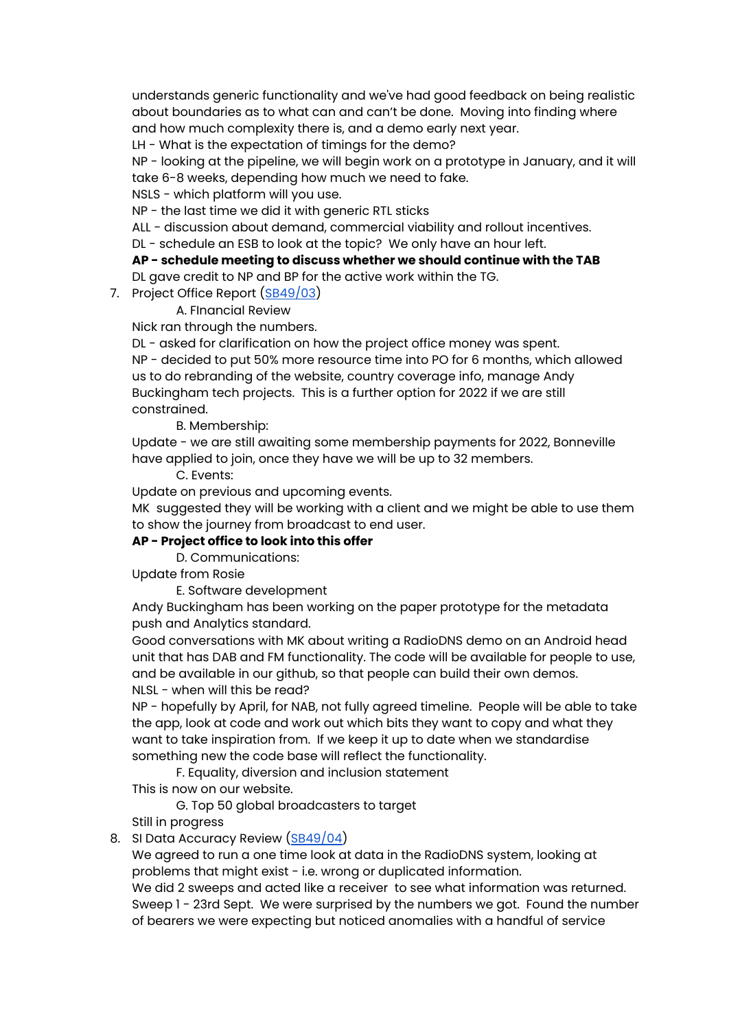understands generic functionality and we've had good feedback on being realistic about boundaries as to what can and can't be done. Moving into finding where and how much complexity there is, and a demo early next year.
LH - What is the expectation of timings for the demo?
NP - looking at the pipeline, we will begin work on a prototype in January, and it will take 6-8 weeks, depending how much we need to fake.
NSLS - which platform will you use.
NP - the last time we did it with generic RTL sticks
ALL - discussion about demand, commercial viability and rollout incentives.
DL - schedule an ESB to look at the topic? We only have an hour left.
**AP - schedule meeting to discuss whether we should continue with the TAB**
DL gave credit to NP and BP for the active work within the TG.

7. Project Office Report ([SB49/03]())

    A. FInancial Review

    Nick ran through the numbers.
    DL - asked for clarification on how the project office money was spent.
    NP - decided to put 50% more resource time into PO for 6 months, which allowed us to do rebranding of the website, country coverage info, manage Andy Buckingham tech projects. This is a further option for 2022 if we are still constrained.

    B. Membership:

    Update - we are still awaiting some membership payments for 2022, Bonneville have applied to join, once they have we will be up to 32 members.

    C. Events:

    Update on previous and upcoming events.
    MK suggested they will be working with a client and we might be able to use them to show the journey from broadcast to end user.
    **AP - Project office to look into this offer**

    D. Communications:

    Update from Rosie

    E. Software development

    Andy Buckingham has been working on the paper prototype for the metadata push and Analytics standard.
    Good conversations with MK about writing a RadioDNS demo on an Android head unit that has DAB and FM functionality. The code will be available for people to use, and be available in our github, so that people can build their own demos.
    NLSL - when will this be read?
    NP - hopefully by April, for NAB, not fully agreed timeline. People will be able to take the app, look at code and work out which bits they want to copy and what they want to take inspiration from. If we keep it up to date when we standardise something new the code base will reflect the functionality.

    F. Equality, diversion and inclusion statement

    This is now on our website.

    G. Top 50 global broadcasters to target

    Still in progress

8. SI Data Accuracy Review ([SB49/04]())

    We agreed to run a one time look at data in the RadioDNS system, looking at problems that might exist - i.e. wrong or duplicated information.
    We did 2 sweeps and acted like a receiver to see what information was returned.
    Sweep 1 - 23rd Sept. We were surprised by the numbers we got. Found the number of bearers we were expecting but noticed anomalies with a handful of service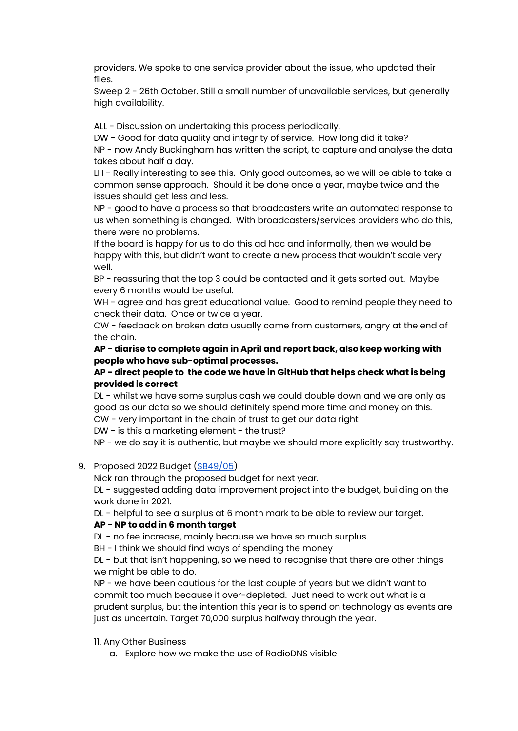providers. We spoke to one service provider about the issue, who updated their files.
Sweep 2 - 26th October. Still a small number of unavailable services, but generally high availability.

ALL - Discussion on undertaking this process periodically.
DW - Good for data quality and integrity of service. How long did it take?
NP - now Andy Buckingham has written the script, to capture and analyse the data takes about half a day.
LH - Really interesting to see this. Only good outcomes, so we will be able to take a common sense approach. Should it be done once a year, maybe twice and the issues should get less and less.
NP - good to have a process so that broadcasters write an automated response to us when something is changed. With broadcasters/services providers who do this, there were no problems.
If the board is happy for us to do this ad hoc and informally, then we would be happy with this, but didn't want to create a new process that wouldn't scale very well.
BP - reassuring that the top 3 could be contacted and it gets sorted out. Maybe every 6 months would be useful.
WH - agree and has great educational value. Good to remind people they need to check their data. Once or twice a year.
CW - feedback on broken data usually came from customers, angry at the end of the chain.
**AP - diarise to complete again in April and report back, also keep working with people who have sub-optimal processes.**
**AP - direct people to the code we have in GitHub that helps check what is being provided is correct**
DL - whilst we have some surplus cash we could double down and we are only as good as our data so we should definitely spend more time and money on this.
CW - very important in the chain of trust to get our data right
DW - is this a marketing element - the trust?
NP - we do say it is authentic, but maybe we should more explicitly say trustworthy.

9. Proposed 2022 Budget (SB49/05)
Nick ran through the proposed budget for next year.
DL - suggested adding data improvement project into the budget, building on the work done in 2021.
DL - helpful to see a surplus at 6 month mark to be able to review our target.
**AP - NP to add in 6 month target**
DL - no fee increase, mainly because we have so much surplus.
BH - I think we should find ways of spending the money
DL - but that isn't happening, so we need to recognise that there are other things we might be able to do.
NP - we have been cautious for the last couple of years but we didn't want to commit too much because it over-depleted. Just need to work out what is a prudent surplus, but the intention this year is to spend on technology as events are just as uncertain. Target 70,000 surplus halfway through the year.

11. Any Other Business
   a. Explore how we make the use of RadioDNS visible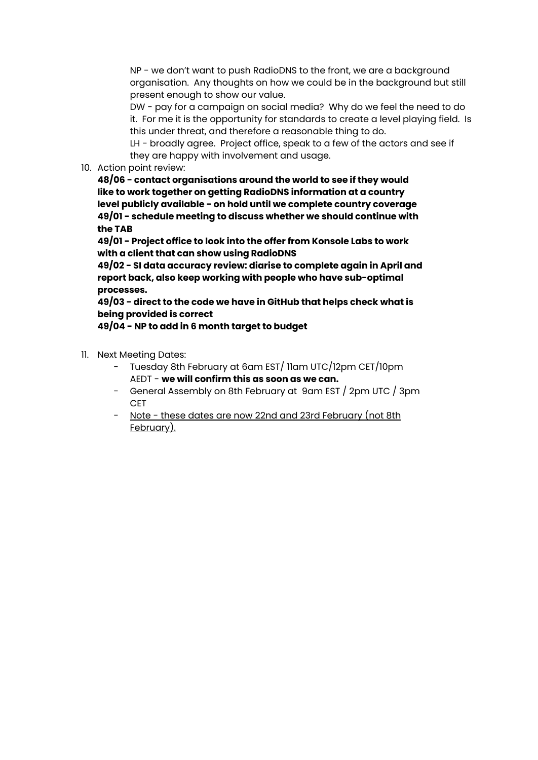NP - we don't want to push RadioDNS to the front, we are a background organisation. Any thoughts on how we could be in the background but still present enough to show our value.

DW - pay for a campaign on social media? Why do we feel the need to do it. For me it is the opportunity for standards to create a level playing field. Is this under threat, and therefore a reasonable thing to do.

LH - broadly agree. Project office, speak to a few of the actors and see if they are happy with involvement and usage.

10. Action point review:

**48/06 - contact organisations around the world to see if they would like to work together on getting RadioDNS information at a country level publicly available - on hold until we complete country coverage**
**49/01 - schedule meeting to discuss whether we should continue with the TAB**
**49/01 - Project office to look into the offer from Konsole Labs to work with a client that can show using RadioDNS**
**49/02 - SI data accuracy review: diarise to complete again in April and report back, also keep working with people who have sub-optimal processes.**
**49/03 - direct to the code we have in GitHub that helps check what is being provided is correct**
**49/04 - NP to add in 6 month target to budget**

11. Next Meeting Dates:
    - Tuesday 8th February at 6am EST/ 11am UTC/12pm CET/10pm AEDT - **we will confirm this as soon as we can.**
    - General Assembly on 8th February at 9am EST / 2pm UTC / 3pm CET
    - <u>Note - these dates are now 22nd and 23rd February (not 8th February).</u>